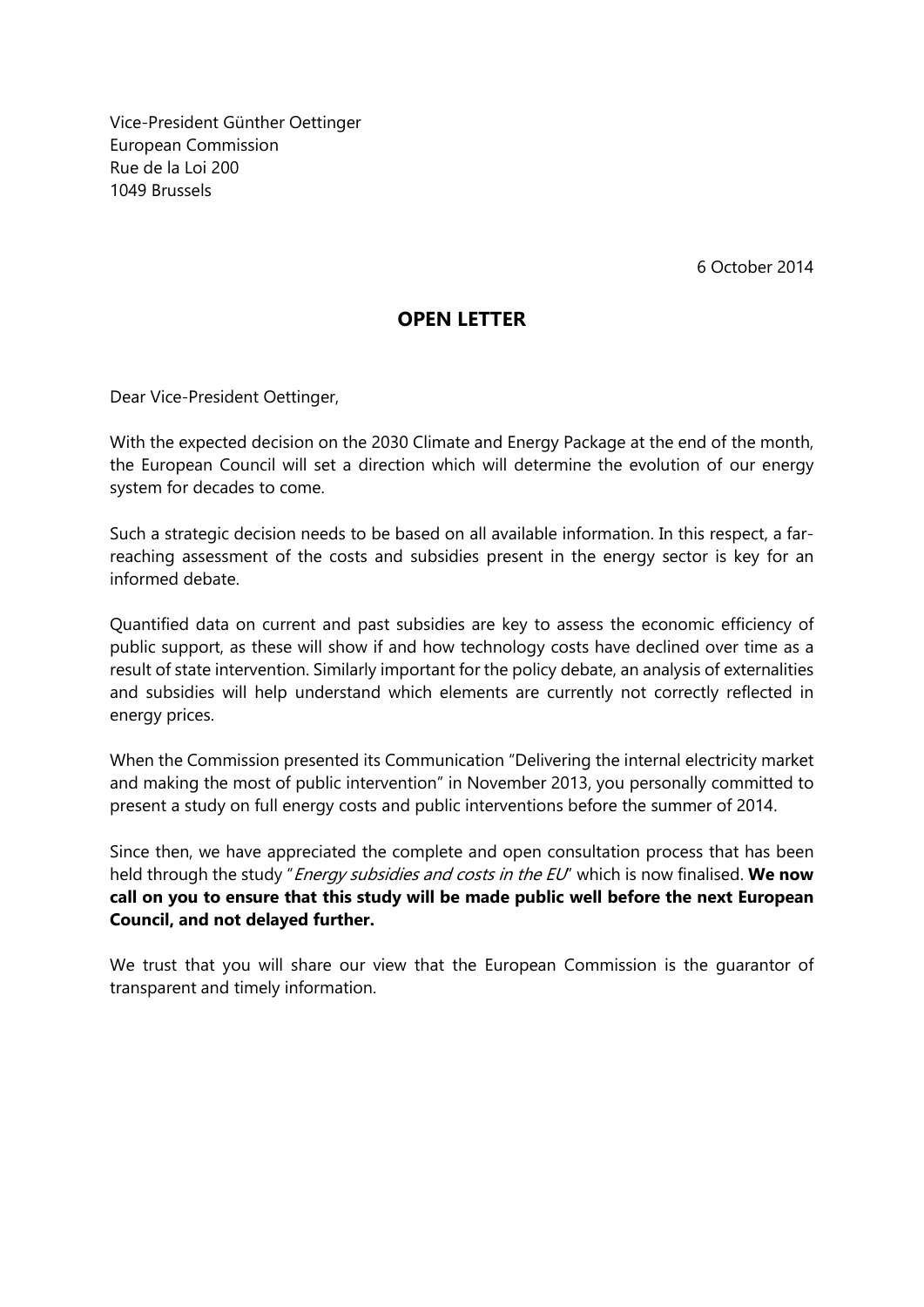Vice-President Günther Oettinger
European Commission
Rue de la Loi 200
1049 Brussels

6 October 2014

## OPEN LETTER

Dear Vice-President Oettinger,

With the expected decision on the 2030 Climate and Energy Package at the end of the month, the European Council will set a direction which will determine the evolution of our energy system for decades to come.

Such a strategic decision needs to be based on all available information. In this respect, a far-reaching assessment of the costs and subsidies present in the energy sector is key for an informed debate.

Quantified data on current and past subsidies are key to assess the economic efficiency of public support, as these will show if and how technology costs have declined over time as a result of state intervention. Similarly important for the policy debate, an analysis of externalities and subsidies will help understand which elements are currently not correctly reflected in energy prices.

When the Commission presented its Communication "Delivering the internal electricity market and making the most of public intervention" in November 2013, you personally committed to present a study on full energy costs and public interventions before the summer of 2014.

Since then, we have appreciated the complete and open consultation process that has been held through the study "*Energy subsidies and costs in the EU*" which is now finalised. **We now call on you to ensure that this study will be made public well before the next European Council, and not delayed further.**

We trust that you will share our view that the European Commission is the guarantor of transparent and timely information.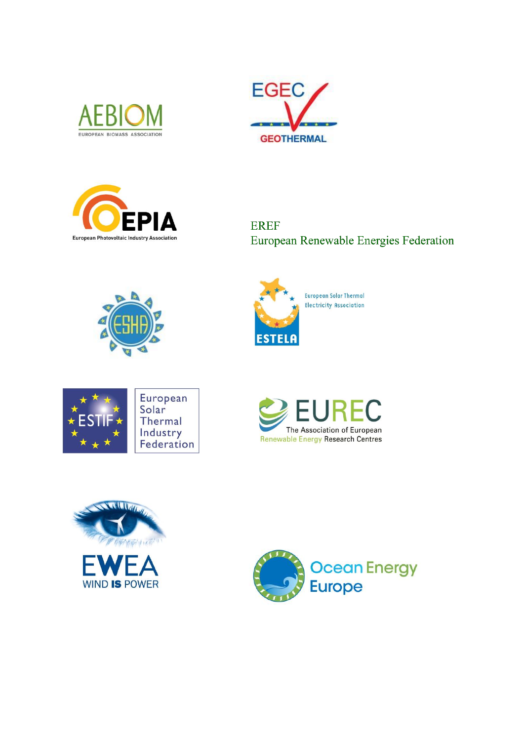AEBIOM
EUROPEAN BIOMASS ASSOCIATION

EGEC
GEOTHERMAL

EPIA
European Photovoltaic Industry Association

EREF
European Renewable Energies Federation

ESHA

ESTELA
European Solar Thermal Electricity Association

ESTIF
European Solar Thermal Industry Federation

EUREC
The Association of European Renewable Energy Research Centres

EWEA
WIND IS POWER

Ocean Energy Europe